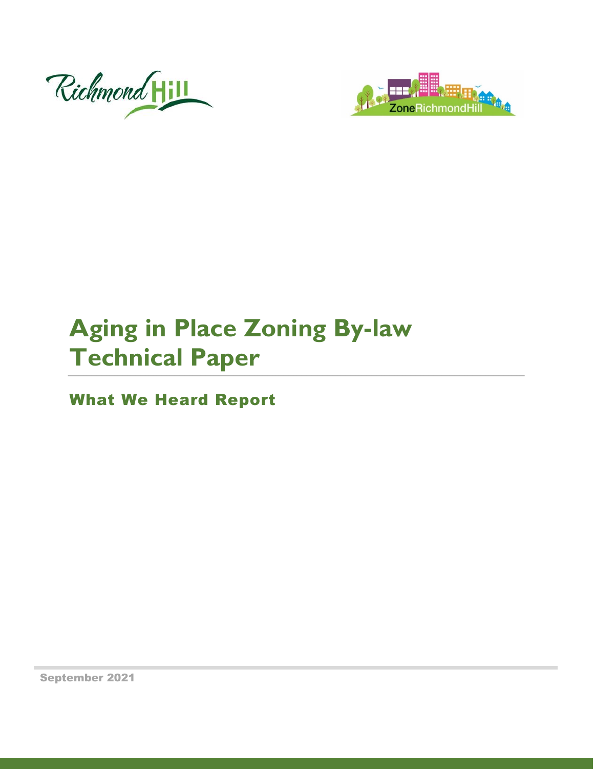# Aging in Place Zoning By-law Technical Paper

## What We Heard Report

September 2021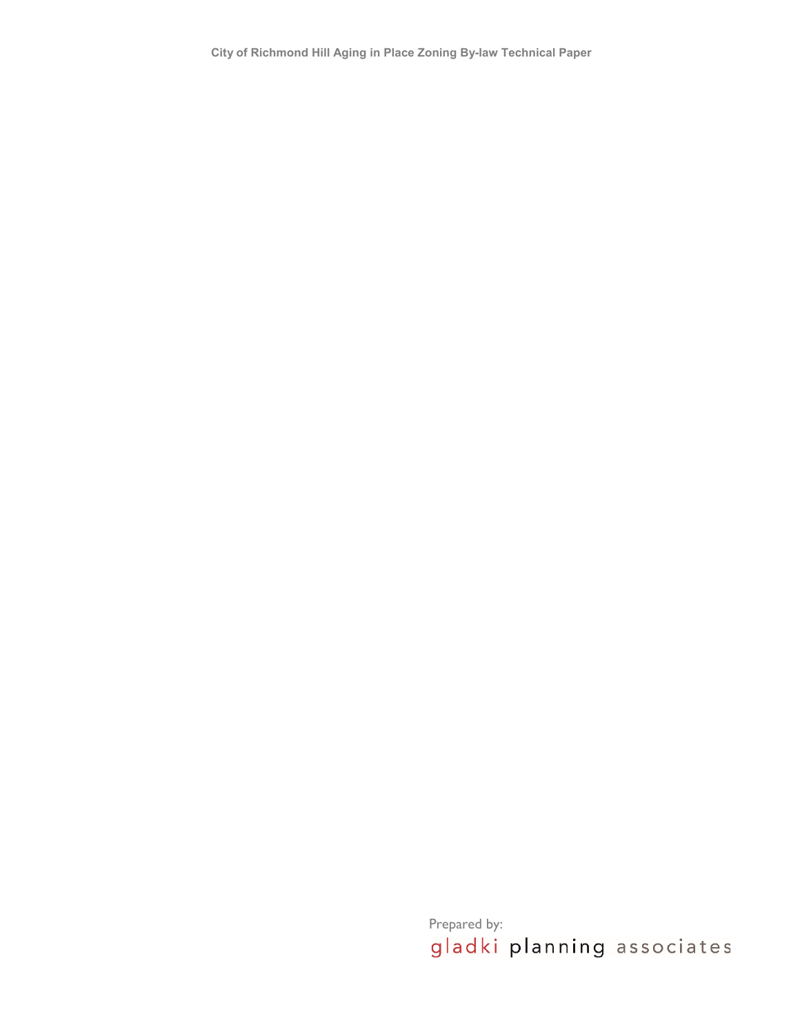Prepared by:

gladki planning associates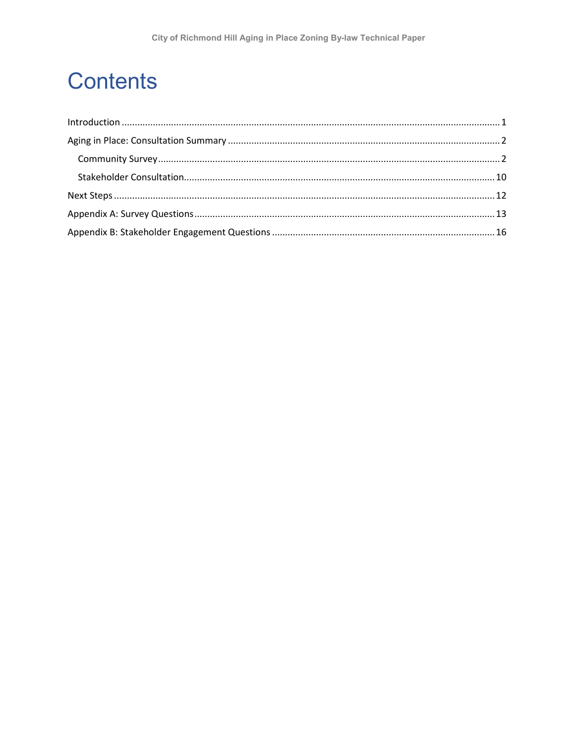# Contents

- Introduction ........ 1
- Aging in Place: Consultation Summary ........ 2
  - Community Survey ........ 2
  - Stakeholder Consultation ........ 10
- Next Steps ........ 12
- Appendix A: Survey Questions ........ 13
- Appendix B: Stakeholder Engagement Questions ........ 16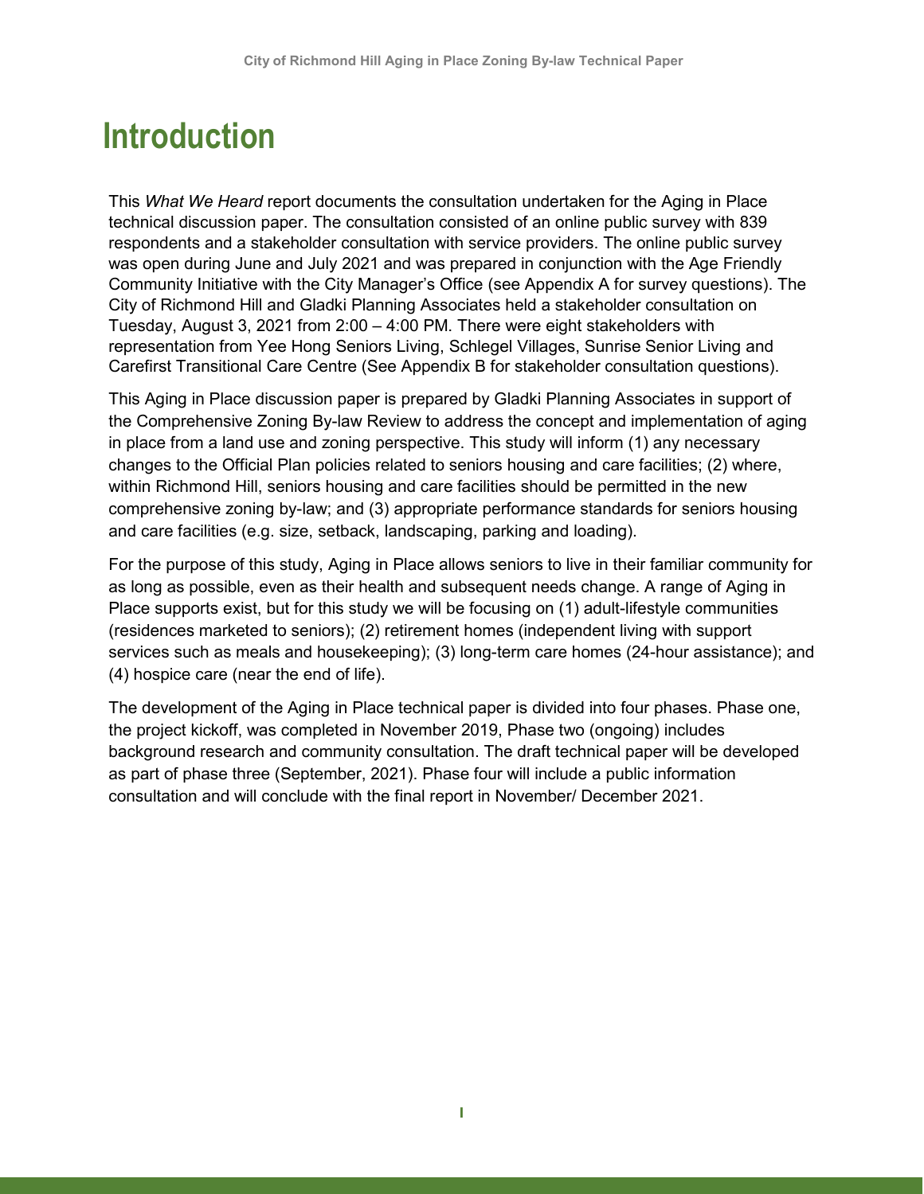# Introduction

This *What We Heard* report documents the consultation undertaken for the Aging in Place technical discussion paper. The consultation consisted of an online public survey with 839 respondents and a stakeholder consultation with service providers. The online public survey was open during June and July 2021 and was prepared in conjunction with the Age Friendly Community Initiative with the City Manager's Office (see Appendix A for survey questions). The City of Richmond Hill and Gladki Planning Associates held a stakeholder consultation on Tuesday, August 3, 2021 from 2:00 – 4:00 PM. There were eight stakeholders with representation from Yee Hong Seniors Living, Schlegel Villages, Sunrise Senior Living and Carefirst Transitional Care Centre (See Appendix B for stakeholder consultation questions).

This Aging in Place discussion paper is prepared by Gladki Planning Associates in support of the Comprehensive Zoning By-law Review to address the concept and implementation of aging in place from a land use and zoning perspective. This study will inform (1) any necessary changes to the Official Plan policies related to seniors housing and care facilities; (2) where, within Richmond Hill, seniors housing and care facilities should be permitted in the new comprehensive zoning by-law; and (3) appropriate performance standards for seniors housing and care facilities (e.g. size, setback, landscaping, parking and loading).

For the purpose of this study, Aging in Place allows seniors to live in their familiar community for as long as possible, even as their health and subsequent needs change. A range of Aging in Place supports exist, but for this study we will be focusing on (1) adult-lifestyle communities (residences marketed to seniors); (2) retirement homes (independent living with support services such as meals and housekeeping); (3) long-term care homes (24-hour assistance); and (4) hospice care (near the end of life).

The development of the Aging in Place technical paper is divided into four phases. Phase one, the project kickoff, was completed in November 2019, Phase two (ongoing) includes background research and community consultation. The draft technical paper will be developed as part of phase three (September, 2021). Phase four will include a public information consultation and will conclude with the final report in November/ December 2021.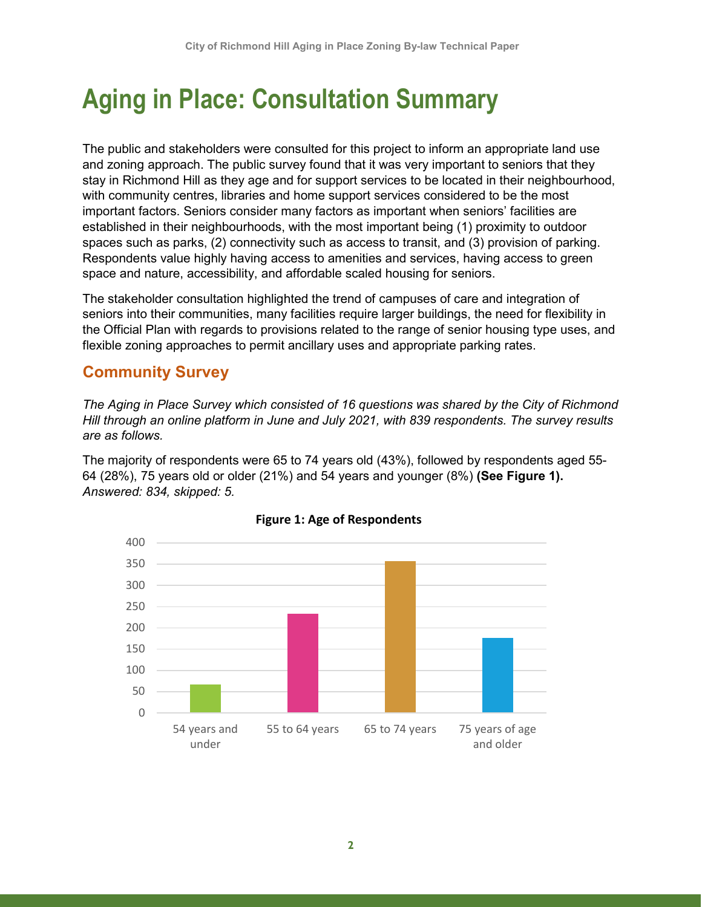# Aging in Place: Consultation Summary

The public and stakeholders were consulted for this project to inform an appropriate land use and zoning approach. The public survey found that it was very important to seniors that they stay in Richmond Hill as they age and for support services to be located in their neighbourhood, with community centres, libraries and home support services considered to be the most important factors. Seniors consider many factors as important when seniors' facilities are established in their neighbourhoods, with the most important being (1) proximity to outdoor spaces such as parks, (2) connectivity such as access to transit, and (3) provision of parking. Respondents value highly having access to amenities and services, having access to green space and nature, accessibility, and affordable scaled housing for seniors.

The stakeholder consultation highlighted the trend of campuses of care and integration of seniors into their communities, many facilities require larger buildings, the need for flexibility in the Official Plan with regards to provisions related to the range of senior housing type uses, and flexible zoning approaches to permit ancillary uses and appropriate parking rates.

## Community Survey

*The Aging in Place Survey which consisted of 16 questions was shared by the City of Richmond Hill through an online platform in June and July 2021, with 839 respondents. The survey results are as follows.*

The majority of respondents were 65 to 74 years old (43%), followed by respondents aged 55-64 (28%), 75 years old or older (21%) and 54 years and younger (8%) **(See Figure 1).** *Answered: 834, skipped: 5.*

**Figure 1: Age of Respondents**

| Age group | Respondents (approx.) |
|---|---|
| 54 years and under | 66 |
| 55 to 64 years | 233 |
| 65 to 74 years | 356 |
| 75 years of age and older | 176 |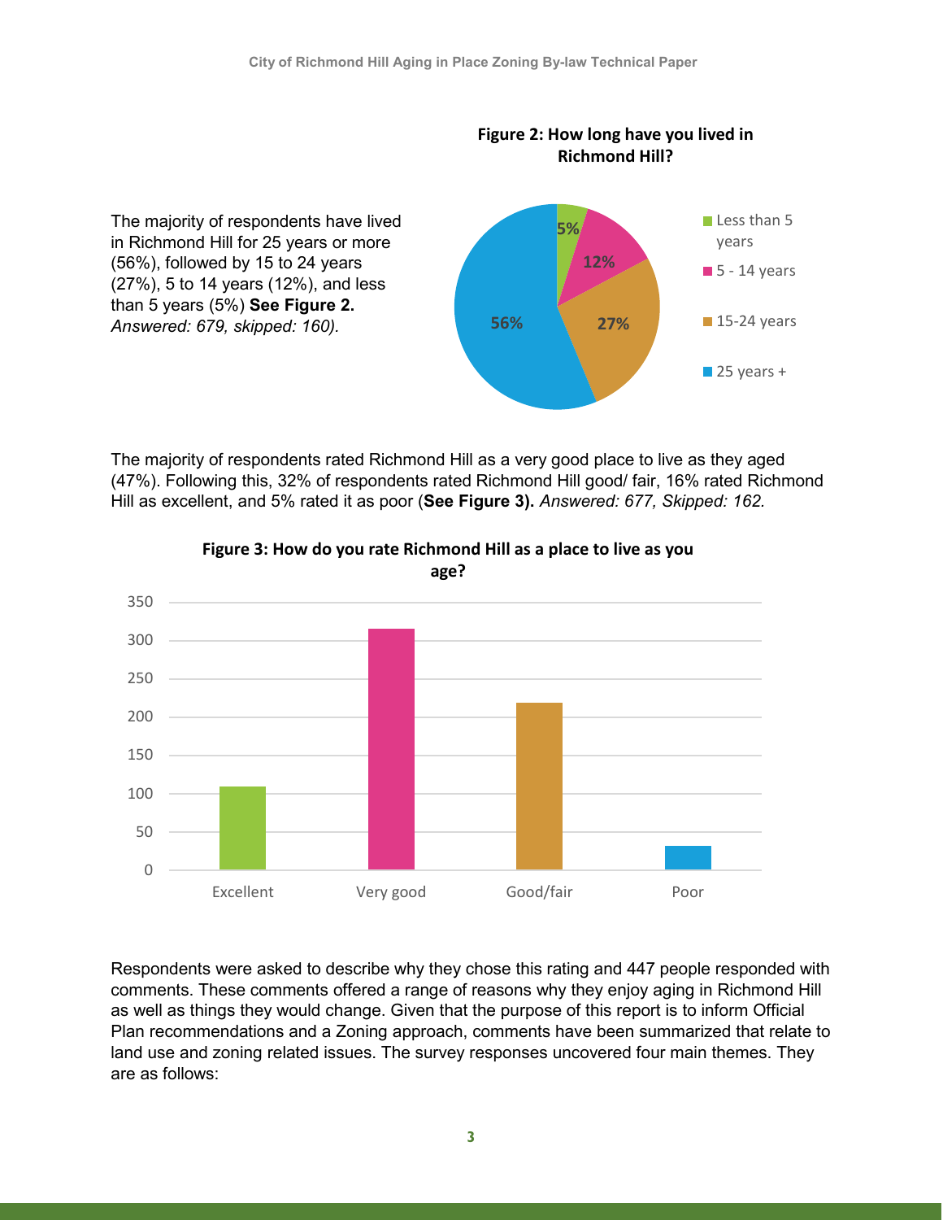The majority of respondents have lived in Richmond Hill for 25 years or more (56%), followed by 15 to 24 years (27%), 5 to 14 years (12%), and less than 5 years (5%) **See Figure 2.** *Answered: 679, skipped: 160).*

**Figure 2: How long have you lived in Richmond Hill?**

The majority of respondents rated Richmond Hill as a very good place to live as they aged (47%). Following this, 32% of respondents rated Richmond Hill good/ fair, 16% rated Richmond Hill as excellent, and 5% rated it as poor (**See Figure 3).** *Answered: 677, Skipped: 162.*

**Figure 3: How do you rate Richmond Hill as a place to live as you age?**

Respondents were asked to describe why they chose this rating and 447 people responded with comments. These comments offered a range of reasons why they enjoy aging in Richmond Hill as well as things they would change. Given that the purpose of this report is to inform Official Plan recommendations and a Zoning approach, comments have been summarized that relate to land use and zoning related issues. The survey responses uncovered four main themes. They are as follows: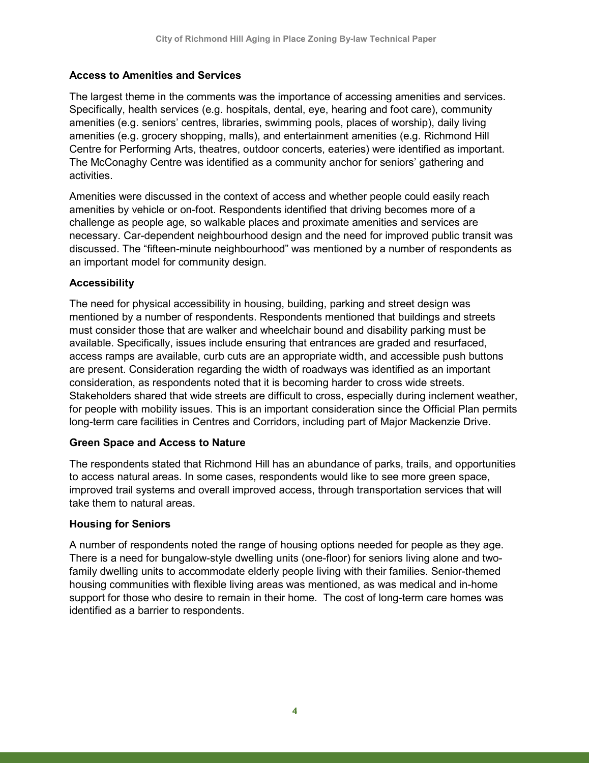### Access to Amenities and Services

The largest theme in the comments was the importance of accessing amenities and services. Specifically, health services (e.g. hospitals, dental, eye, hearing and foot care), community amenities (e.g. seniors' centres, libraries, swimming pools, places of worship), daily living amenities (e.g. grocery shopping, malls), and entertainment amenities (e.g. Richmond Hill Centre for Performing Arts, theatres, outdoor concerts, eateries) were identified as important. The McConaghy Centre was identified as a community anchor for seniors' gathering and activities.

Amenities were discussed in the context of access and whether people could easily reach amenities by vehicle or on-foot. Respondents identified that driving becomes more of a challenge as people age, so walkable places and proximate amenities and services are necessary. Car-dependent neighbourhood design and the need for improved public transit was discussed. The "fifteen-minute neighbourhood" was mentioned by a number of respondents as an important model for community design.

### Accessibility

The need for physical accessibility in housing, building, parking and street design was mentioned by a number of respondents. Respondents mentioned that buildings and streets must consider those that are walker and wheelchair bound and disability parking must be available. Specifically, issues include ensuring that entrances are graded and resurfaced, access ramps are available, curb cuts are an appropriate width, and accessible push buttons are present. Consideration regarding the width of roadways was identified as an important consideration, as respondents noted that it is becoming harder to cross wide streets. Stakeholders shared that wide streets are difficult to cross, especially during inclement weather, for people with mobility issues. This is an important consideration since the Official Plan permits long-term care facilities in Centres and Corridors, including part of Major Mackenzie Drive.

### Green Space and Access to Nature

The respondents stated that Richmond Hill has an abundance of parks, trails, and opportunities to access natural areas. In some cases, respondents would like to see more green space, improved trail systems and overall improved access, through transportation services that will take them to natural areas.

### Housing for Seniors

A number of respondents noted the range of housing options needed for people as they age. There is a need for bungalow-style dwelling units (one-floor) for seniors living alone and two-family dwelling units to accommodate elderly people living with their families. Senior-themed housing communities with flexible living areas was mentioned, as was medical and in-home support for those who desire to remain in their home. The cost of long-term care homes was identified as a barrier to respondents.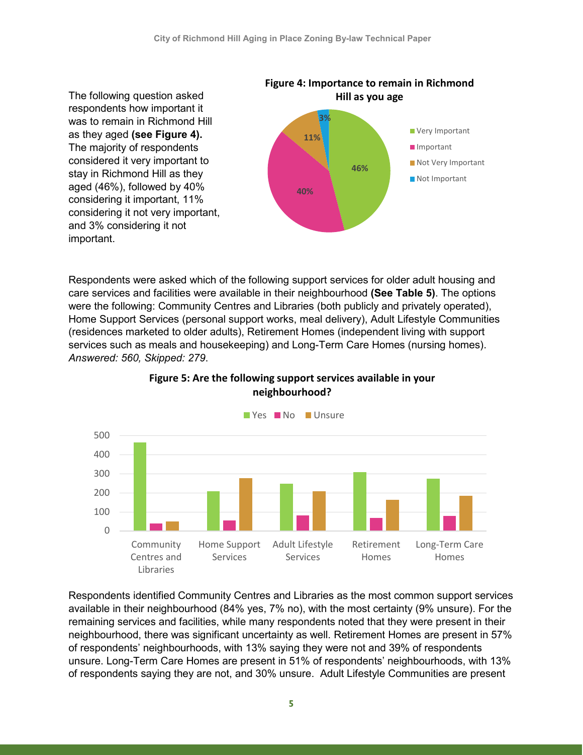The following question asked respondents how important it was to remain in Richmond Hill as they aged **(see Figure 4).** The majority of respondents considered it very important to stay in Richmond Hill as they aged (46%), followed by 40% considering it important, 11% considering it not very important, and 3% considering it not important.

**Figure 4: Importance to remain in Richmond Hill as you age**

| Response | Percentage |
|---|---|
| Very Important | 46% |
| Important | 40% |
| Not Very Important | 11% |
| Not Important | 3% |

Respondents were asked which of the following support services for older adult housing and care services and facilities were available in their neighbourhood **(See Table 5)**. The options were the following: Community Centres and Libraries (both publicly and privately operated), Home Support Services (personal support works, meal delivery), Adult Lifestyle Communities (residences marketed to older adults), Retirement Homes (independent living with support services such as meals and housekeeping) and Long-Term Care Homes (nursing homes). *Answered: 560, Skipped: 279*.

**Figure 5: Are the following support services available in your neighbourhood?**

Legend: Yes, No, Unsure

Categories: Community Centres and Libraries; Home Support Services; Adult Lifestyle Services; Retirement Homes; Long-Term Care Homes

Y-axis: 0, 100, 200, 300, 400, 500

Respondents identified Community Centres and Libraries as the most common support services available in their neighbourhood (84% yes, 7% no), with the most certainty (9% unsure). For the remaining services and facilities, while many respondents noted that they were present in their neighbourhood, there was significant uncertainty as well. Retirement Homes are present in 57% of respondents' neighbourhoods, with 13% saying they were not and 39% of respondents unsure. Long-Term Care Homes are present in 51% of respondents' neighbourhoods, with 13% of respondents saying they are not, and 30% unsure. Adult Lifestyle Communities are present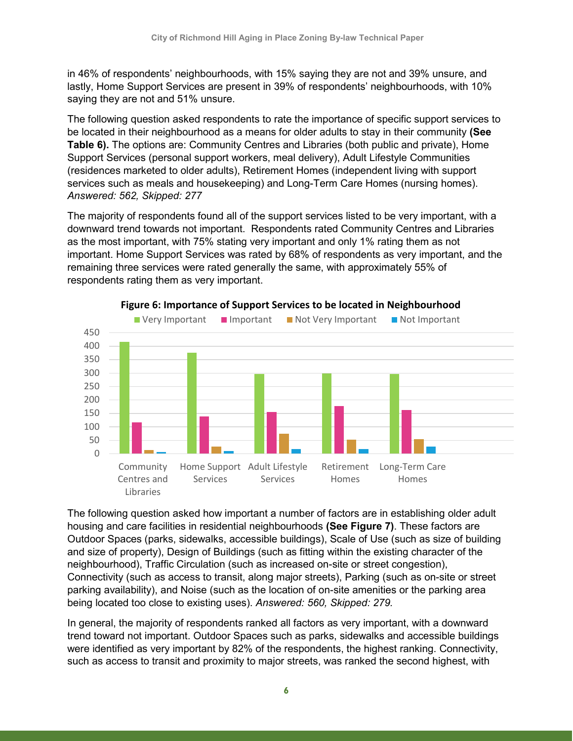in 46% of respondents' neighbourhoods, with 15% saying they are not and 39% unsure, and lastly, Home Support Services are present in 39% of respondents' neighbourhoods, with 10% saying they are not and 51% unsure.

The following question asked respondents to rate the importance of specific support services to be located in their neighbourhood as a means for older adults to stay in their community **(See Table 6).** The options are: Community Centres and Libraries (both public and private), Home Support Services (personal support workers, meal delivery), Adult Lifestyle Communities (residences marketed to older adults), Retirement Homes (independent living with support services such as meals and housekeeping) and Long-Term Care Homes (nursing homes). *Answered: 562, Skipped: 277*

The majority of respondents found all of the support services listed to be very important, with a downward trend towards not important. Respondents rated Community Centres and Libraries as the most important, with 75% stating very important and only 1% rating them as not important. Home Support Services was rated by 68% of respondents as very important, and the remaining three services were rated generally the same, with approximately 55% of respondents rating them as very important.

**Figure 6: Importance of Support Services to be located in Neighbourhood**

The following question asked how important a number of factors are in establishing older adult housing and care facilities in residential neighbourhoods **(See Figure 7)**. These factors are Outdoor Spaces (parks, sidewalks, accessible buildings), Scale of Use (such as size of building and size of property), Design of Buildings (such as fitting within the existing character of the neighbourhood), Traffic Circulation (such as increased on-site or street congestion), Connectivity (such as access to transit, along major streets), Parking (such as on-site or street parking availability), and Noise (such as the location of on-site amenities or the parking area being located too close to existing uses). *Answered: 560, Skipped: 279.*

In general, the majority of respondents ranked all factors as very important, with a downward trend toward not important. Outdoor Spaces such as parks, sidewalks and accessible buildings were identified as very important by 82% of the respondents, the highest ranking. Connectivity, such as access to transit and proximity to major streets, was ranked the second highest, with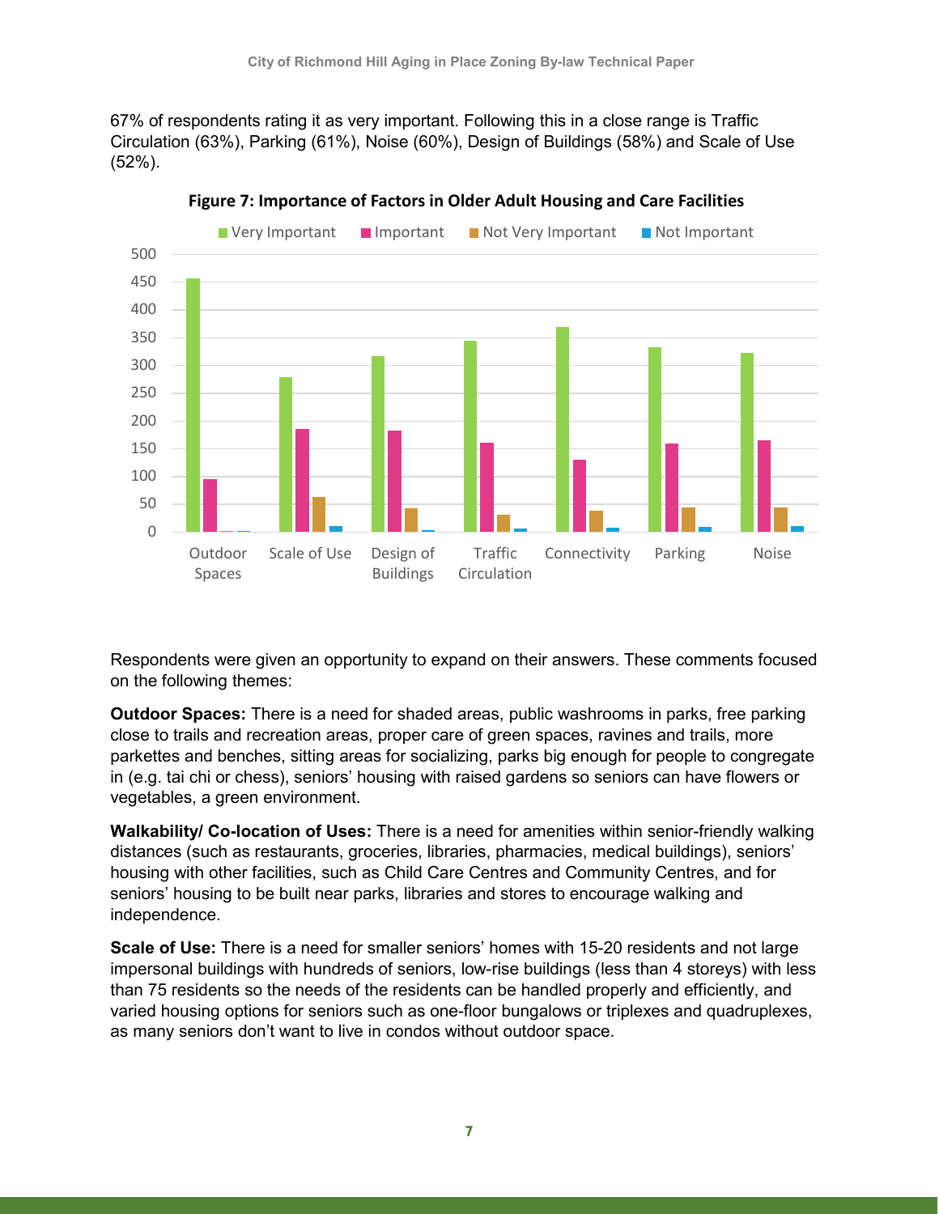67% of respondents rating it as very important. Following this in a close range is Traffic Circulation (63%), Parking (61%), Noise (60%), Design of Buildings (58%) and Scale of Use (52%).

**Figure 7: Importance of Factors in Older Adult Housing and Care Facilities**

Respondents were given an opportunity to expand on their answers. These comments focused on the following themes:

**Outdoor Spaces:** There is a need for shaded areas, public washrooms in parks, free parking close to trails and recreation areas, proper care of green spaces, ravines and trails, more parkettes and benches, sitting areas for socializing, parks big enough for people to congregate in (e.g. tai chi or chess), seniors' housing with raised gardens so seniors can have flowers or vegetables, a green environment.

**Walkability/ Co-location of Uses:** There is a need for amenities within senior-friendly walking distances (such as restaurants, groceries, libraries, pharmacies, medical buildings), seniors' housing with other facilities, such as Child Care Centres and Community Centres, and for seniors' housing to be built near parks, libraries and stores to encourage walking and independence.

**Scale of Use:** There is a need for smaller seniors' homes with 15-20 residents and not large impersonal buildings with hundreds of seniors, low-rise buildings (less than 4 storeys) with less than 75 residents so the needs of the residents can be handled properly and efficiently, and varied housing options for seniors such as one-floor bungalows or triplexes and quadruplexes, as many seniors don't want to live in condos without outdoor space.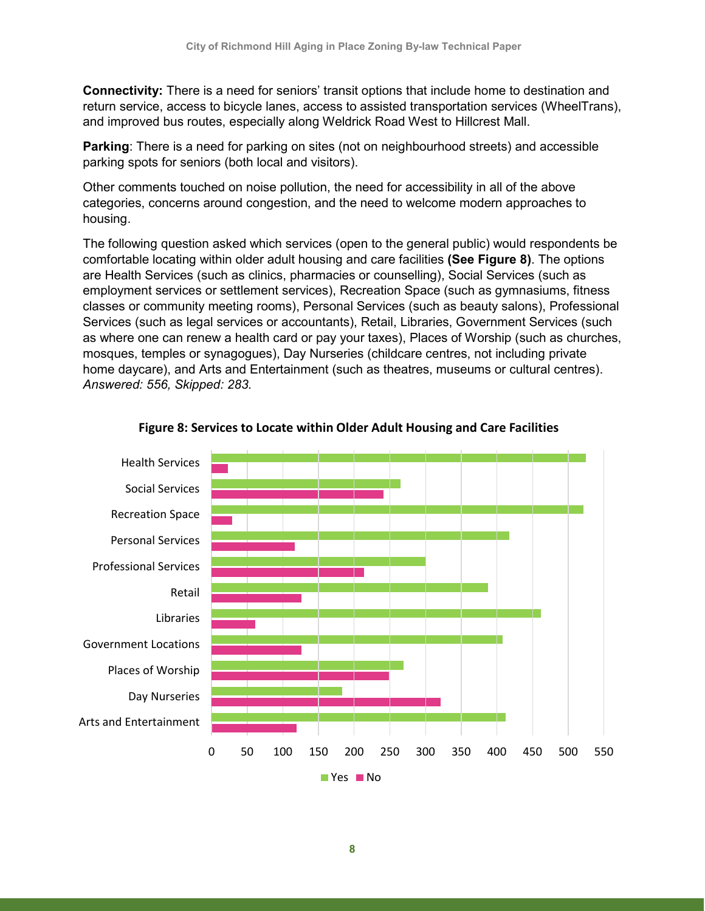**Connectivity:** There is a need for seniors' transit options that include home to destination and return service, access to bicycle lanes, access to assisted transportation services (WheelTrans), and improved bus routes, especially along Weldrick Road West to Hillcrest Mall.

**Parking**: There is a need for parking on sites (not on neighbourhood streets) and accessible parking spots for seniors (both local and visitors).

Other comments touched on noise pollution, the need for accessibility in all of the above categories, concerns around congestion, and the need to welcome modern approaches to housing.

The following question asked which services (open to the general public) would respondents be comfortable locating within older adult housing and care facilities **(See Figure 8)**. The options are Health Services (such as clinics, pharmacies or counselling), Social Services (such as employment services or settlement services), Recreation Space (such as gymnasiums, fitness classes or community meeting rooms), Personal Services (such as beauty salons), Professional Services (such as legal services or accountants), Retail, Libraries, Government Services (such as where one can renew a health card or pay your taxes), Places of Worship (such as churches, mosques, temples or synagogues), Day Nurseries (childcare centres, not including private home daycare), and Arts and Entertainment (such as theatres, museums or cultural centres). *Answered: 556, Skipped: 283.*

**Figure 8: Services to Locate within Older Adult Housing and Care Facilities**

| Service | Yes | No |
| --- | --- | --- |
| Health Services | 525 | 23 |
| Social Services | 265 | 242 |
| Recreation Space | 521 | 29 |
| Personal Services | 417 | 117 |
| Professional Services | 300 | 214 |
| Retail | 387 | 126 |
| Libraries | 461 | 61 |
| Government Locations | 408 | 126 |
| Places of Worship | 269 | 249 |
| Day Nurseries | 183 | 321 |
| Arts and Entertainment | 412 | 119 |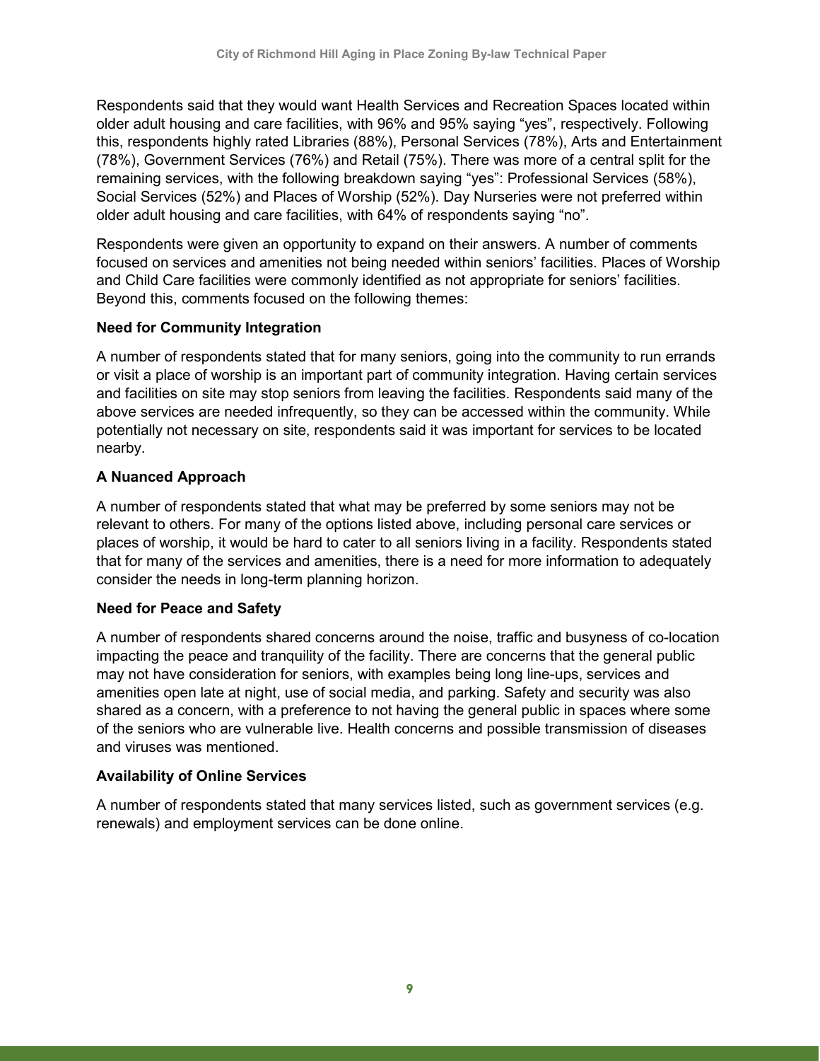Respondents said that they would want Health Services and Recreation Spaces located within older adult housing and care facilities, with 96% and 95% saying "yes", respectively. Following this, respondents highly rated Libraries (88%), Personal Services (78%), Arts and Entertainment (78%), Government Services (76%) and Retail (75%). There was more of a central split for the remaining services, with the following breakdown saying "yes": Professional Services (58%), Social Services (52%) and Places of Worship (52%). Day Nurseries were not preferred within older adult housing and care facilities, with 64% of respondents saying "no".

Respondents were given an opportunity to expand on their answers. A number of comments focused on services and amenities not being needed within seniors' facilities. Places of Worship and Child Care facilities were commonly identified as not appropriate for seniors' facilities. Beyond this, comments focused on the following themes:

**Need for Community Integration**

A number of respondents stated that for many seniors, going into the community to run errands or visit a place of worship is an important part of community integration. Having certain services and facilities on site may stop seniors from leaving the facilities. Respondents said many of the above services are needed infrequently, so they can be accessed within the community. While potentially not necessary on site, respondents said it was important for services to be located nearby.

**A Nuanced Approach**

A number of respondents stated that what may be preferred by some seniors may not be relevant to others. For many of the options listed above, including personal care services or places of worship, it would be hard to cater to all seniors living in a facility. Respondents stated that for many of the services and amenities, there is a need for more information to adequately consider the needs in long-term planning horizon.

**Need for Peace and Safety**

A number of respondents shared concerns around the noise, traffic and busyness of co-location impacting the peace and tranquility of the facility. There are concerns that the general public may not have consideration for seniors, with examples being long line-ups, services and amenities open late at night, use of social media, and parking. Safety and security was also shared as a concern, with a preference to not having the general public in spaces where some of the seniors who are vulnerable live. Health concerns and possible transmission of diseases and viruses was mentioned.

**Availability of Online Services**

A number of respondents stated that many services listed, such as government services (e.g. renewals) and employment services can be done online.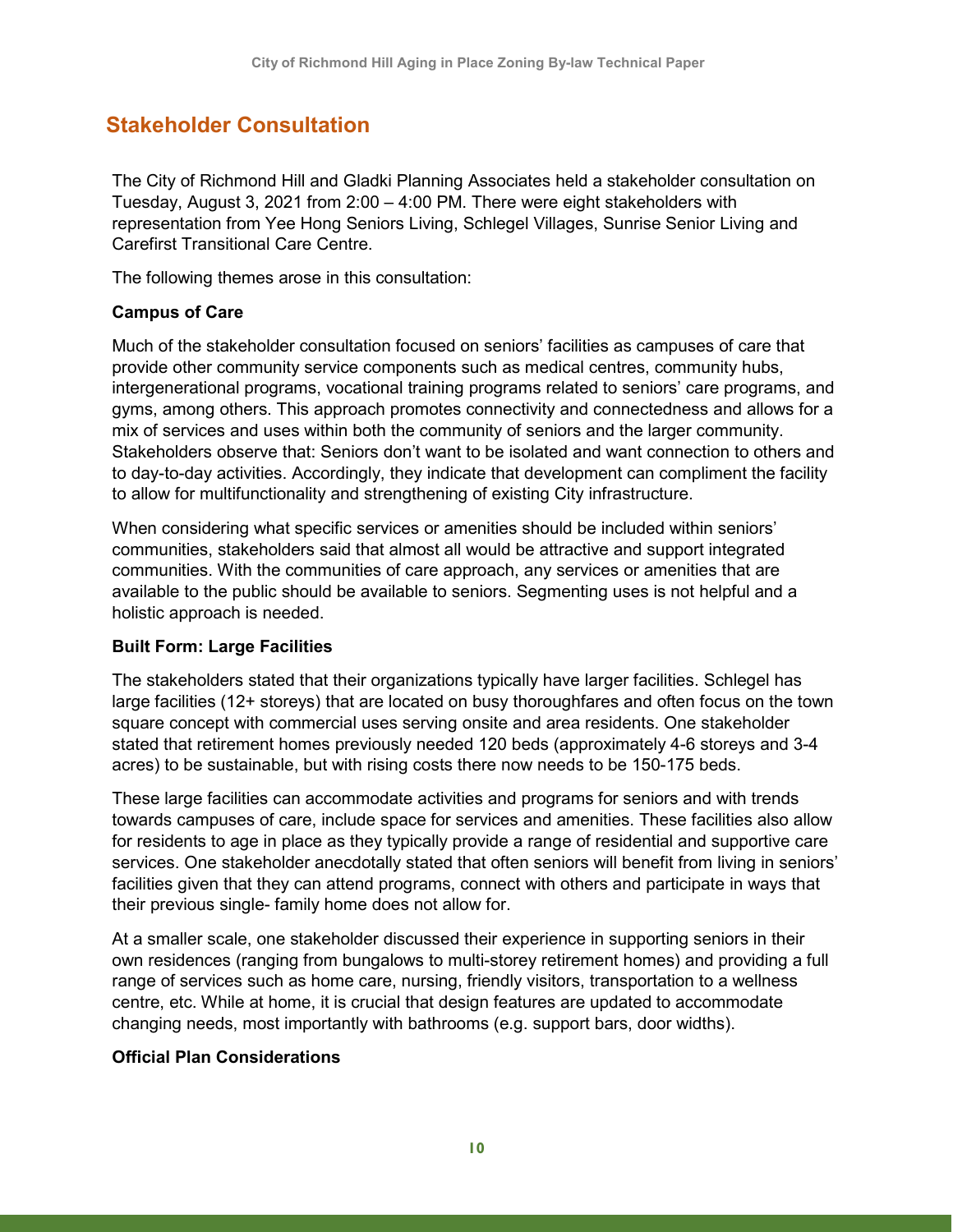## Stakeholder Consultation

The City of Richmond Hill and Gladki Planning Associates held a stakeholder consultation on Tuesday, August 3, 2021 from 2:00 – 4:00 PM. There were eight stakeholders with representation from Yee Hong Seniors Living, Schlegel Villages, Sunrise Senior Living and Carefirst Transitional Care Centre.

The following themes arose in this consultation:

**Campus of Care**

Much of the stakeholder consultation focused on seniors' facilities as campuses of care that provide other community service components such as medical centres, community hubs, intergenerational programs, vocational training programs related to seniors' care programs, and gyms, among others. This approach promotes connectivity and connectedness and allows for a mix of services and uses within both the community of seniors and the larger community. Stakeholders observe that: Seniors don't want to be isolated and want connection to others and to day-to-day activities. Accordingly, they indicate that development can compliment the facility to allow for multifunctionality and strengthening of existing City infrastructure.

When considering what specific services or amenities should be included within seniors' communities, stakeholders said that almost all would be attractive and support integrated communities. With the communities of care approach, any services or amenities that are available to the public should be available to seniors. Segmenting uses is not helpful and a holistic approach is needed.

**Built Form: Large Facilities**

The stakeholders stated that their organizations typically have larger facilities. Schlegel has large facilities (12+ storeys) that are located on busy thoroughfares and often focus on the town square concept with commercial uses serving onsite and area residents. One stakeholder stated that retirement homes previously needed 120 beds (approximately 4-6 storeys and 3-4 acres) to be sustainable, but with rising costs there now needs to be 150-175 beds.

These large facilities can accommodate activities and programs for seniors and with trends towards campuses of care, include space for services and amenities. These facilities also allow for residents to age in place as they typically provide a range of residential and supportive care services. One stakeholder anecdotally stated that often seniors will benefit from living in seniors' facilities given that they can attend programs, connect with others and participate in ways that their previous single- family home does not allow for.

At a smaller scale, one stakeholder discussed their experience in supporting seniors in their own residences (ranging from bungalows to multi-storey retirement homes) and providing a full range of services such as home care, nursing, friendly visitors, transportation to a wellness centre, etc. While at home, it is crucial that design features are updated to accommodate changing needs, most importantly with bathrooms (e.g. support bars, door widths).

**Official Plan Considerations**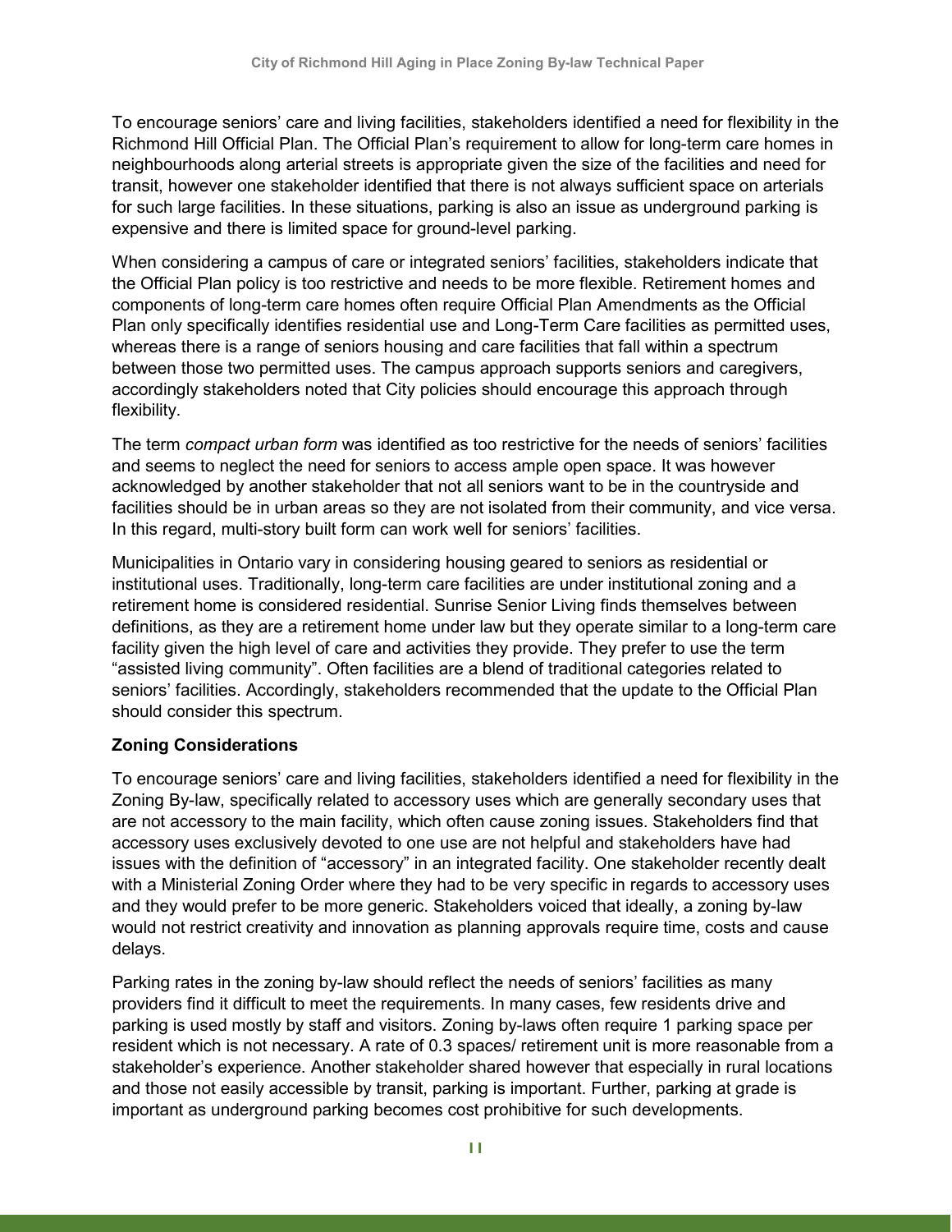To encourage seniors' care and living facilities, stakeholders identified a need for flexibility in the Richmond Hill Official Plan. The Official Plan's requirement to allow for long-term care homes in neighbourhoods along arterial streets is appropriate given the size of the facilities and need for transit, however one stakeholder identified that there is not always sufficient space on arterials for such large facilities. In these situations, parking is also an issue as underground parking is expensive and there is limited space for ground-level parking.

When considering a campus of care or integrated seniors' facilities, stakeholders indicate that the Official Plan policy is too restrictive and needs to be more flexible. Retirement homes and components of long-term care homes often require Official Plan Amendments as the Official Plan only specifically identifies residential use and Long-Term Care facilities as permitted uses, whereas there is a range of seniors housing and care facilities that fall within a spectrum between those two permitted uses. The campus approach supports seniors and caregivers, accordingly stakeholders noted that City policies should encourage this approach through flexibility.

The term *compact urban form* was identified as too restrictive for the needs of seniors' facilities and seems to neglect the need for seniors to access ample open space. It was however acknowledged by another stakeholder that not all seniors want to be in the countryside and facilities should be in urban areas so they are not isolated from their community, and vice versa. In this regard, multi-story built form can work well for seniors' facilities.

Municipalities in Ontario vary in considering housing geared to seniors as residential or institutional uses. Traditionally, long-term care facilities are under institutional zoning and a retirement home is considered residential. Sunrise Senior Living finds themselves between definitions, as they are a retirement home under law but they operate similar to a long-term care facility given the high level of care and activities they provide. They prefer to use the term "assisted living community". Often facilities are a blend of traditional categories related to seniors' facilities. Accordingly, stakeholders recommended that the update to the Official Plan should consider this spectrum.

**Zoning Considerations**

To encourage seniors' care and living facilities, stakeholders identified a need for flexibility in the Zoning By-law, specifically related to accessory uses which are generally secondary uses that are not accessory to the main facility, which often cause zoning issues. Stakeholders find that accessory uses exclusively devoted to one use are not helpful and stakeholders have had issues with the definition of "accessory" in an integrated facility. One stakeholder recently dealt with a Ministerial Zoning Order where they had to be very specific in regards to accessory uses and they would prefer to be more generic. Stakeholders voiced that ideally, a zoning by-law would not restrict creativity and innovation as planning approvals require time, costs and cause delays.

Parking rates in the zoning by-law should reflect the needs of seniors' facilities as many providers find it difficult to meet the requirements. In many cases, few residents drive and parking is used mostly by staff and visitors. Zoning by-laws often require 1 parking space per resident which is not necessary. A rate of 0.3 spaces/ retirement unit is more reasonable from a stakeholder's experience. Another stakeholder shared however that especially in rural locations and those not easily accessible by transit, parking is important. Further, parking at grade is important as underground parking becomes cost prohibitive for such developments.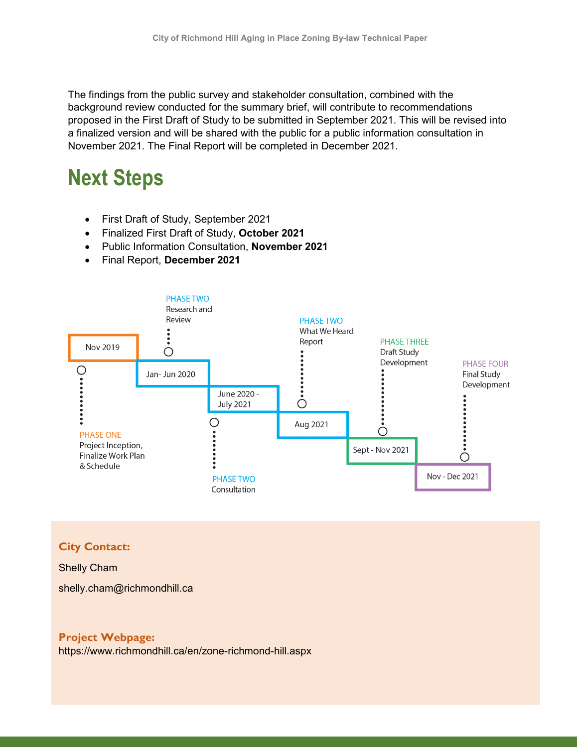The findings from the public survey and stakeholder consultation, combined with the background review conducted for the summary brief, will contribute to recommendations proposed in the First Draft of Study to be submitted in September 2021. This will be revised into a finalized version and will be shared with the public for a public information consultation in November 2021. The Final Report will be completed in December 2021.

# Next Steps

- First Draft of Study, September 2021
- Finalized First Draft of Study, **October 2021**
- Public Information Consultation, **November 2021**
- Final Report, **December 2021**

Nov 2019 — PHASE ONE: Project Inception, Finalize Work Plan & Schedule

Jan- Jun 2020 — PHASE TWO: Research and Review

June 2020 - July 2021 — PHASE TWO: Consultation

Aug 2021 — PHASE TWO: What We Heard Report

Sept - Nov 2021 — PHASE THREE: Draft Study Development

Nov - Dec 2021 — PHASE FOUR: Final Study Development

**City Contact:**

Shelly Cham

shelly.cham@richmondhill.ca

**Project Webpage:**

https://www.richmondhill.ca/en/zone-richmond-hill.aspx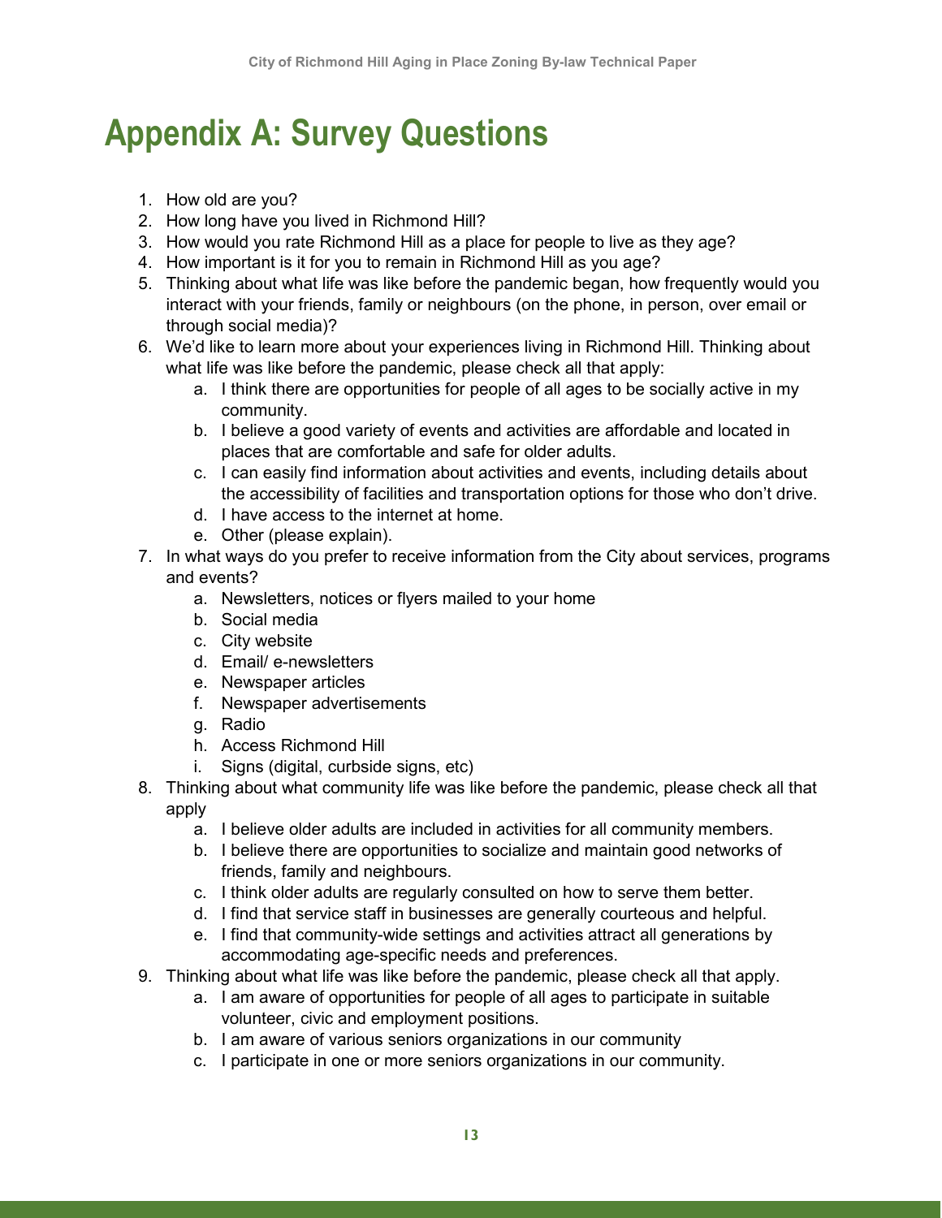# Appendix A: Survey Questions

1. How old are you?
2. How long have you lived in Richmond Hill?
3. How would you rate Richmond Hill as a place for people to live as they age?
4. How important is it for you to remain in Richmond Hill as you age?
5. Thinking about what life was like before the pandemic began, how frequently would you interact with your friends, family or neighbours (on the phone, in person, over email or through social media)?
6. We'd like to learn more about your experiences living in Richmond Hill. Thinking about what life was like before the pandemic, please check all that apply:
    a. I think there are opportunities for people of all ages to be socially active in my community.
    b. I believe a good variety of events and activities are affordable and located in places that are comfortable and safe for older adults.
    c. I can easily find information about activities and events, including details about the accessibility of facilities and transportation options for those who don't drive.
    d. I have access to the internet at home.
    e. Other (please explain).
7. In what ways do you prefer to receive information from the City about services, programs and events?
    a. Newsletters, notices or flyers mailed to your home
    b. Social media
    c. City website
    d. Email/ e-newsletters
    e. Newspaper articles
    f. Newspaper advertisements
    g. Radio
    h. Access Richmond Hill
    i. Signs (digital, curbside signs, etc)
8. Thinking about what community life was like before the pandemic, please check all that apply
    a. I believe older adults are included in activities for all community members.
    b. I believe there are opportunities to socialize and maintain good networks of friends, family and neighbours.
    c. I think older adults are regularly consulted on how to serve them better.
    d. I find that service staff in businesses are generally courteous and helpful.
    e. I find that community-wide settings and activities attract all generations by accommodating age-specific needs and preferences.
9. Thinking about what life was like before the pandemic, please check all that apply.
    a. I am aware of opportunities for people of all ages to participate in suitable volunteer, civic and employment positions.
    b. I am aware of various seniors organizations in our community
    c. I participate in one or more seniors organizations in our community.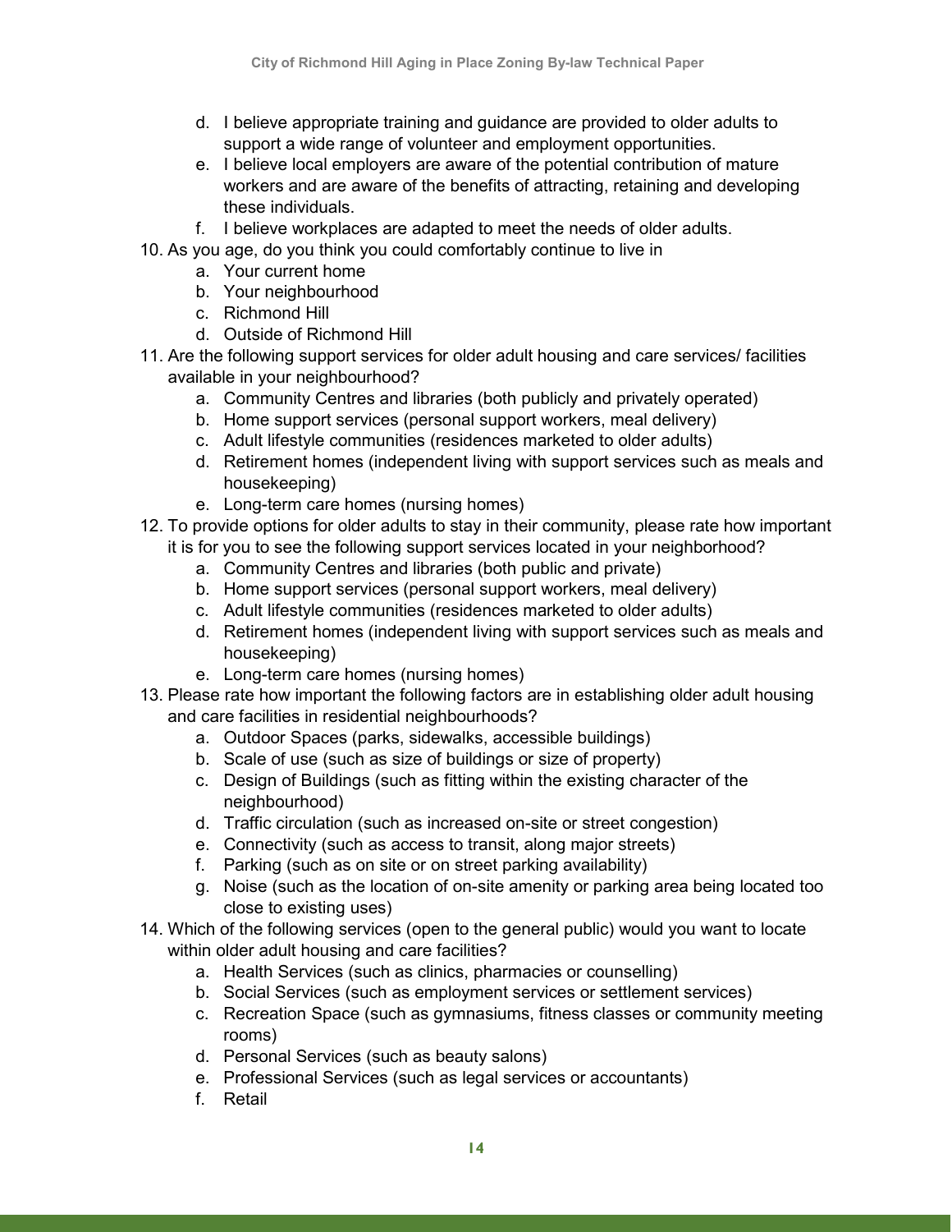d. I believe appropriate training and guidance are provided to older adults to support a wide range of volunteer and employment opportunities.
   e. I believe local employers are aware of the potential contribution of mature workers and are aware of the benefits of attracting, retaining and developing these individuals.
   f. I believe workplaces are adapted to meet the needs of older adults.
10. As you age, do you think you could comfortably continue to live in
    a. Your current home
    b. Your neighbourhood
    c. Richmond Hill
    d. Outside of Richmond Hill
11. Are the following support services for older adult housing and care services/ facilities available in your neighbourhood?
    a. Community Centres and libraries (both publicly and privately operated)
    b. Home support services (personal support workers, meal delivery)
    c. Adult lifestyle communities (residences marketed to older adults)
    d. Retirement homes (independent living with support services such as meals and housekeeping)
    e. Long-term care homes (nursing homes)
12. To provide options for older adults to stay in their community, please rate how important it is for you to see the following support services located in your neighborhood?
    a. Community Centres and libraries (both public and private)
    b. Home support services (personal support workers, meal delivery)
    c. Adult lifestyle communities (residences marketed to older adults)
    d. Retirement homes (independent living with support services such as meals and housekeeping)
    e. Long-term care homes (nursing homes)
13. Please rate how important the following factors are in establishing older adult housing and care facilities in residential neighbourhoods?
    a. Outdoor Spaces (parks, sidewalks, accessible buildings)
    b. Scale of use (such as size of buildings or size of property)
    c. Design of Buildings (such as fitting within the existing character of the neighbourhood)
    d. Traffic circulation (such as increased on-site or street congestion)
    e. Connectivity (such as access to transit, along major streets)
    f. Parking (such as on site or on street parking availability)
    g. Noise (such as the location of on-site amenity or parking area being located too close to existing uses)
14. Which of the following services (open to the general public) would you want to locate within older adult housing and care facilities?
    a. Health Services (such as clinics, pharmacies or counselling)
    b. Social Services (such as employment services or settlement services)
    c. Recreation Space (such as gymnasiums, fitness classes or community meeting rooms)
    d. Personal Services (such as beauty salons)
    e. Professional Services (such as legal services or accountants)
    f. Retail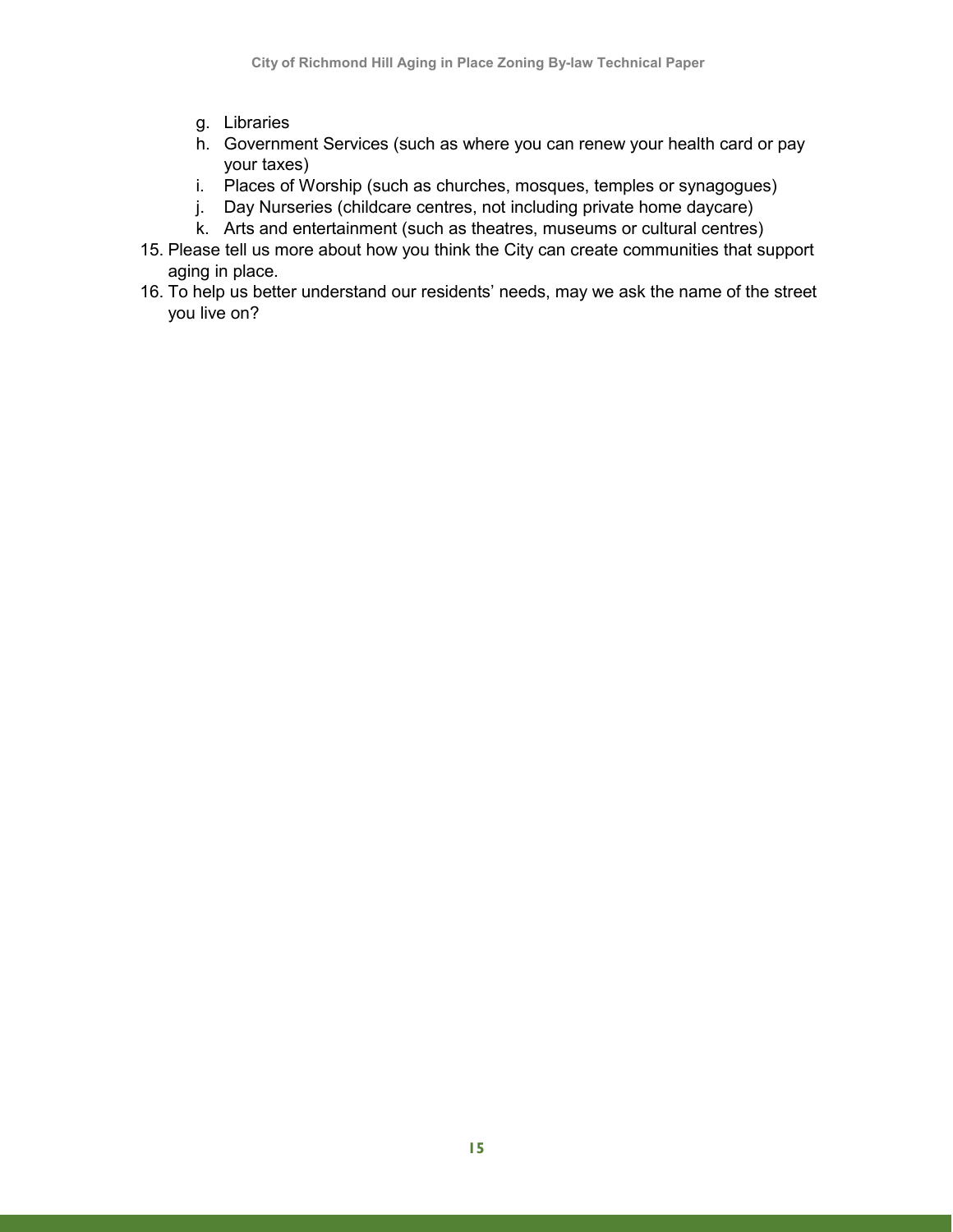g. Libraries
   h. Government Services (such as where you can renew your health card or pay your taxes)
   i. Places of Worship (such as churches, mosques, temples or synagogues)
   j. Day Nurseries (childcare centres, not including private home daycare)
   k. Arts and entertainment (such as theatres, museums or cultural centres)

15. Please tell us more about how you think the City can create communities that support aging in place.
16. To help us better understand our residents' needs, may we ask the name of the street you live on?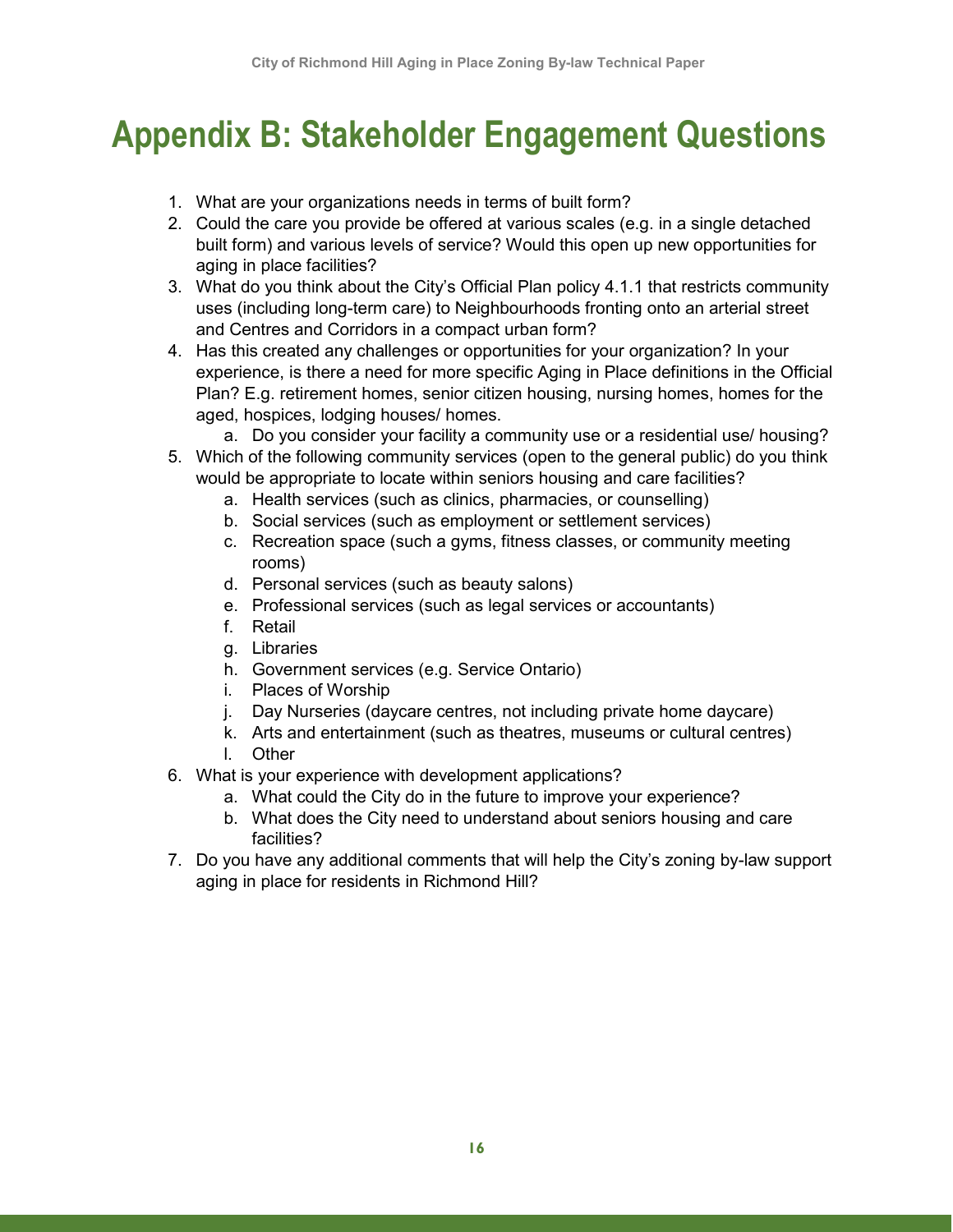# Appendix B: Stakeholder Engagement Questions

1. What are your organizations needs in terms of built form?
2. Could the care you provide be offered at various scales (e.g. in a single detached built form) and various levels of service? Would this open up new opportunities for aging in place facilities?
3. What do you think about the City's Official Plan policy 4.1.1 that restricts community uses (including long-term care) to Neighbourhoods fronting onto an arterial street and Centres and Corridors in a compact urban form?
4. Has this created any challenges or opportunities for your organization? In your experience, is there a need for more specific Aging in Place definitions in the Official Plan? E.g. retirement homes, senior citizen housing, nursing homes, homes for the aged, hospices, lodging houses/ homes.
   a. Do you consider your facility a community use or a residential use/ housing?
5. Which of the following community services (open to the general public) do you think would be appropriate to locate within seniors housing and care facilities?
   a. Health services (such as clinics, pharmacies, or counselling)
   b. Social services (such as employment or settlement services)
   c. Recreation space (such a gyms, fitness classes, or community meeting rooms)
   d. Personal services (such as beauty salons)
   e. Professional services (such as legal services or accountants)
   f. Retail
   g. Libraries
   h. Government services (e.g. Service Ontario)
   i. Places of Worship
   j. Day Nurseries (daycare centres, not including private home daycare)
   k. Arts and entertainment (such as theatres, museums or cultural centres)
   l. Other
6. What is your experience with development applications?
   a. What could the City do in the future to improve your experience?
   b. What does the City need to understand about seniors housing and care facilities?
7. Do you have any additional comments that will help the City's zoning by-law support aging in place for residents in Richmond Hill?